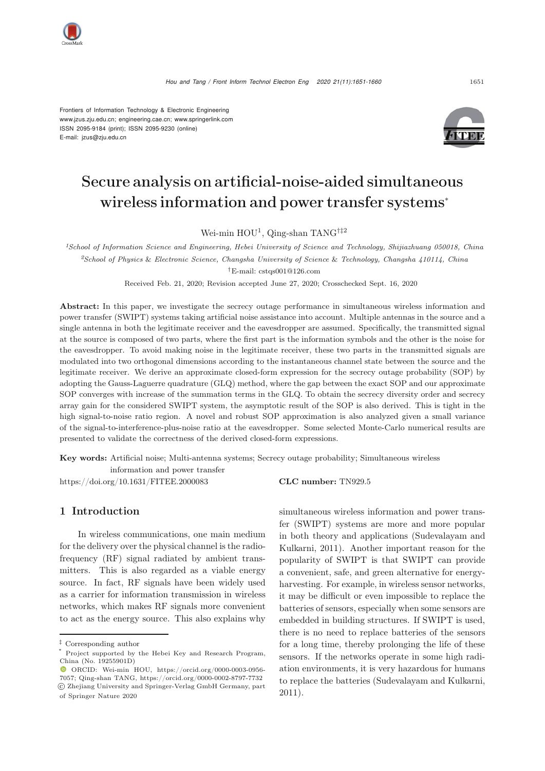Frontiers of Information Technology & Electronic Engineering
www.jzus.zju.edu.cn; engineering.cae.cn; www.springerlink.com
ISSN 2095-9184 (print); ISSN 2095-9230 (online)
E-mail: jzus@zju.edu.cn

# Secure analysis on artificial-noise-aided simultaneous wireless information and power transfer systems*

Wei-min HOU[1], Qing-shan TANG[†‡2]

[1]School of Information Science and Engineering, Hebei University of Science and Technology, Shijiazhuang 050018, China

[2]School of Physics & Electronic Science, Changsha University of Science & Technology, Changsha 410114, China

†E-mail: cstqs001@126.com

Received Feb. 21, 2020; Revision accepted June 27, 2020; Crosschecked Sept. 16, 2020

**Abstract:** In this paper, we investigate the secrecy outage performance in simultaneous wireless information and power transfer (SWIPT) systems taking artificial noise assistance into account. Multiple antennas in the source and a single antenna in both the legitimate receiver and the eavesdropper are assumed. Specifically, the transmitted signal at the source is composed of two parts, where the first part is the information symbols and the other is the noise for the eavesdropper. To avoid making noise in the legitimate receiver, these two parts in the transmitted signals are modulated into two orthogonal dimensions according to the instantaneous channel state between the source and the legitimate receiver. We derive an approximate closed-form expression for the secrecy outage probability (SOP) by adopting the Gauss-Laguerre quadrature (GLQ) method, where the gap between the exact SOP and our approximate SOP converges with increase of the summation terms in the GLQ. To obtain the secrecy diversity order and secrecy array gain for the considered SWIPT system, the asymptotic result of the SOP is also derived. This is tight in the high signal-to-noise ratio region. A novel and robust SOP approximation is also analyzed given a small variance of the signal-to-interference-plus-noise ratio at the eavesdropper. Some selected Monte-Carlo numerical results are presented to validate the correctness of the derived closed-form expressions.

**Key words:** Artificial noise; Multi-antenna systems; Secrecy outage probability; Simultaneous wireless information and power transfer

https://doi.org/10.1631/FITEE.2000083 **CLC number:** TN929.5

## 1 Introduction

In wireless communications, one main medium for the delivery over the physical channel is the radio-frequency (RF) signal radiated by ambient transmitters. This is also regarded as a viable energy source. In fact, RF signals have been widely used as a carrier for information transmission in wireless networks, which makes RF signals more convenient to act as the energy source. This also explains why simultaneous wireless information and power transfer (SWIPT) systems are more and more popular in both theory and applications (Sudevalayam and Kulkarni, 2011). Another important reason for the popularity of SWIPT is that SWIPT can provide a convenient, safe, and green alternative for energy-harvesting. For example, in wireless sensor networks, it may be difficult or even impossible to replace the batteries of sensors, especially when some sensors are embedded in building structures. If SWIPT is used, there is no need to replace batteries of the sensors for a long time, thereby prolonging the life of these sensors. If the networks operate in some high radiation environments, it is very hazardous for humans to replace the batteries (Sudevalayam and Kulkarni, 2011).

‡ Corresponding author

\* Project supported by the Hebei Key and Research Program, China (No. 19255901D)

ORCID: Wei-min HOU, https://orcid.org/0000-0003-0956-7057; Qing-shan TANG, https://orcid.org/0000-0002-8797-7732

© Zhejiang University and Springer-Verlag GmbH Germany, part of Springer Nature 2020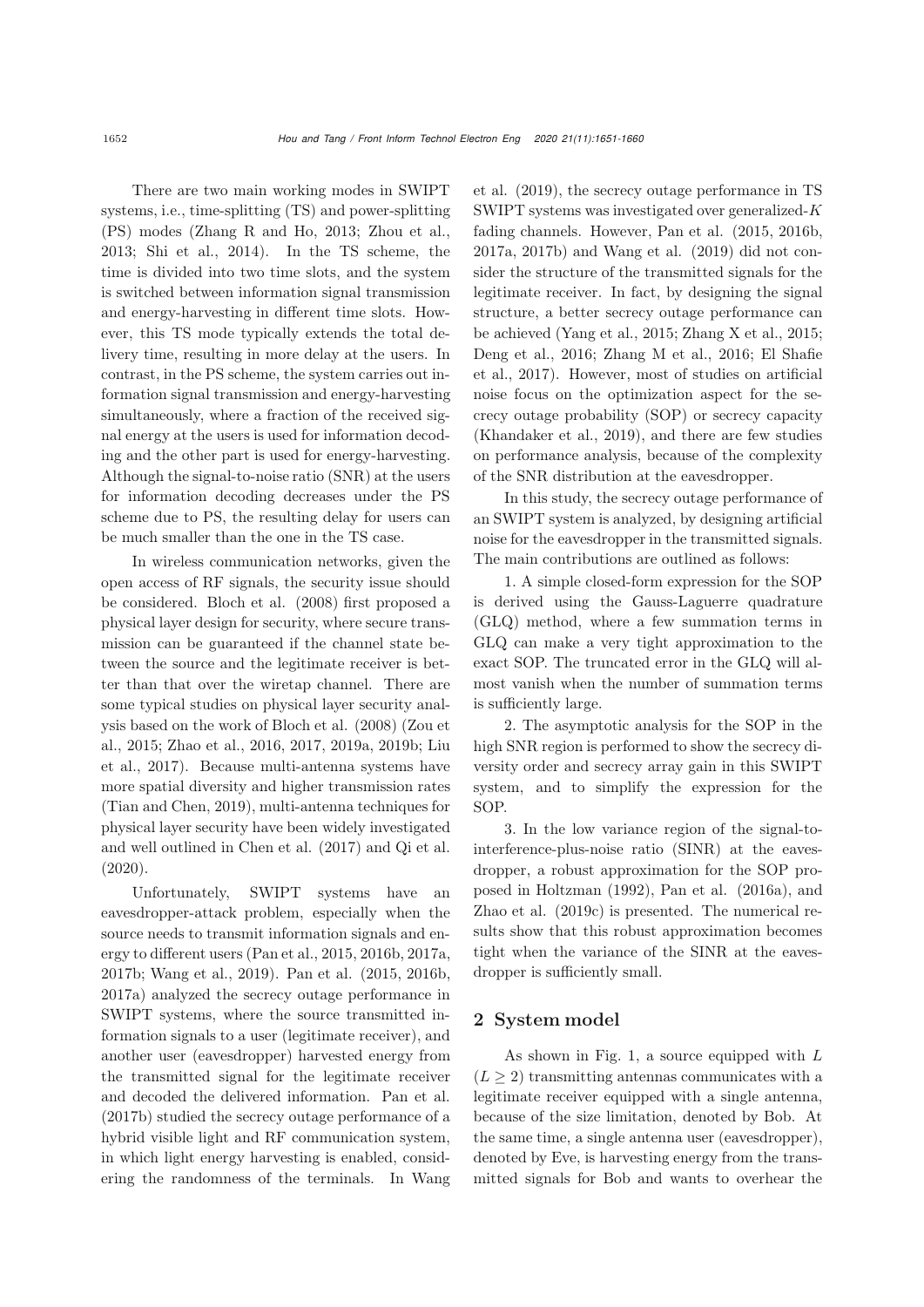There are two main working modes in SWIPT systems, i.e., time-splitting (TS) and power-splitting (PS) modes (Zhang R and Ho, 2013; Zhou et al., 2013; Shi et al., 2014). In the TS scheme, the time is divided into two time slots, and the system is switched between information signal transmission and energy-harvesting in different time slots. However, this TS mode typically extends the total delivery time, resulting in more delay at the users. In contrast, in the PS scheme, the system carries out information signal transmission and energy-harvesting simultaneously, where a fraction of the received signal energy at the users is used for information decoding and the other part is used for energy-harvesting. Although the signal-to-noise ratio (SNR) at the users for information decoding decreases under the PS scheme due to PS, the resulting delay for users can be much smaller than the one in the TS case.

In wireless communication networks, given the open access of RF signals, the security issue should be considered. Bloch et al. (2008) first proposed a physical layer design for security, where secure transmission can be guaranteed if the channel state between the source and the legitimate receiver is better than that over the wiretap channel. There are some typical studies on physical layer security analysis based on the work of Bloch et al. (2008) (Zou et al., 2015; Zhao et al., 2016, 2017, 2019a, 2019b; Liu et al., 2017). Because multi-antenna systems have more spatial diversity and higher transmission rates (Tian and Chen, 2019), multi-antenna techniques for physical layer security have been widely investigated and well outlined in Chen et al. (2017) and Qi et al. (2020).

Unfortunately, SWIPT systems have an eavesdropper-attack problem, especially when the source needs to transmit information signals and energy to different users (Pan et al., 2015, 2016b, 2017a, 2017b; Wang et al., 2019). Pan et al. (2015, 2016b, 2017a) analyzed the secrecy outage performance in SWIPT systems, where the source transmitted information signals to a user (legitimate receiver), and another user (eavesdropper) harvested energy from the transmitted signal for the legitimate receiver and decoded the delivered information. Pan et al. (2017b) studied the secrecy outage performance of a hybrid visible light and RF communication system, in which light energy harvesting is enabled, considering the randomness of the terminals. In Wang et al. (2019), the secrecy outage performance in TS SWIPT systems was investigated over generalized-$K$ fading channels. However, Pan et al. (2015, 2016b, 2017a, 2017b) and Wang et al. (2019) did not consider the structure of the transmitted signals for the legitimate receiver. In fact, by designing the signal structure, a better secrecy outage performance can be achieved (Yang et al., 2015; Zhang X et al., 2015; Deng et al., 2016; Zhang M et al., 2016; El Shafie et al., 2017). However, most of studies on artificial noise focus on the optimization aspect for the secrecy outage probability (SOP) or secrecy capacity (Khandaker et al., 2019), and there are few studies on performance analysis, because of the complexity of the SNR distribution at the eavesdropper.

In this study, the secrecy outage performance of an SWIPT system is analyzed, by designing artificial noise for the eavesdropper in the transmitted signals. The main contributions are outlined as follows:

1. A simple closed-form expression for the SOP is derived using the Gauss-Laguerre quadrature (GLQ) method, where a few summation terms in GLQ can make a very tight approximation to the exact SOP. The truncated error in the GLQ will almost vanish when the number of summation terms is sufficiently large.

2. The asymptotic analysis for the SOP in the high SNR region is performed to show the secrecy diversity order and secrecy array gain in this SWIPT system, and to simplify the expression for the SOP.

3. In the low variance region of the signal-to-interference-plus-noise ratio (SINR) at the eavesdropper, a robust approximation for the SOP proposed in Holtzman (1992), Pan et al. (2016a), and Zhao et al. (2019c) is presented. The numerical results show that this robust approximation becomes tight when the variance of the SINR at the eavesdropper is sufficiently small.

## 2 System model

As shown in Fig. 1, a source equipped with $L$ ($L \geq 2$) transmitting antennas communicates with a legitimate receiver equipped with a single antenna, because of the size limitation, denoted by Bob. At the same time, a single antenna user (eavesdropper), denoted by Eve, is harvesting energy from the transmitted signals for Bob and wants to overhear the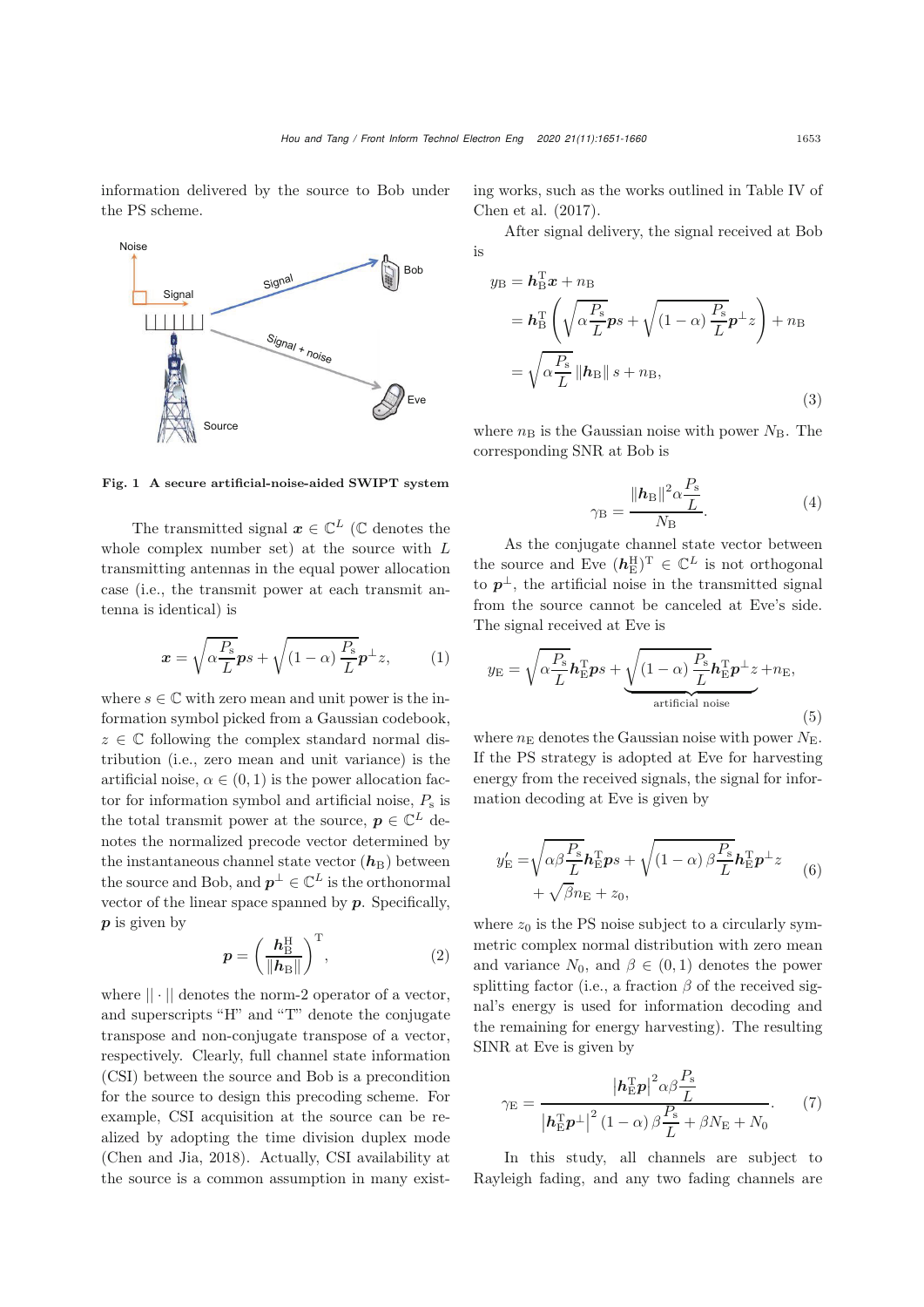information delivered by the source to Bob under the PS scheme.

Fig. 1 A secure artificial-noise-aided SWIPT system

The transmitted signal $\boldsymbol{x} \in \mathbb{C}^L$ ($\mathbb{C}$ denotes the whole complex number set) at the source with $L$ transmitting antennas in the equal power allocation case (i.e., the transmit power at each transmit antenna is identical) is

$$\boldsymbol{x} = \sqrt{\alpha \frac{P_\text{s}}{L}} \boldsymbol{p} s + \sqrt{(1-\alpha)\frac{P_\text{s}}{L}} \boldsymbol{p}^\perp z, \tag{1}$$

where $s \in \mathbb{C}$ with zero mean and unit power is the information symbol picked from a Gaussian codebook, $z \in \mathbb{C}$ following the complex standard normal distribution (i.e., zero mean and unit variance) is the artificial noise, $\alpha \in (0,1)$ is the power allocation factor for information symbol and artificial noise, $P_\text{s}$ is the total transmit power at the source, $\boldsymbol{p} \in \mathbb{C}^L$ denotes the normalized precode vector determined by the instantaneous channel state vector ($\boldsymbol{h}_\text{B}$) between the source and Bob, and $\boldsymbol{p}^\perp \in \mathbb{C}^L$ is the orthonormal vector of the linear space spanned by $\boldsymbol{p}$. Specifically, $\boldsymbol{p}$ is given by

$$\boldsymbol{p} = \left(\frac{\boldsymbol{h}_\text{B}^\text{H}}{\|\boldsymbol{h}_\text{B}\|}\right)^\text{T}, \tag{2}$$

where $||\cdot||$ denotes the norm-2 operator of a vector, and superscripts "H" and "T" denote the conjugate transpose and non-conjugate transpose of a vector, respectively. Clearly, full channel state information (CSI) between the source and Bob is a precondition for the source to design this precoding scheme. For example, CSI acquisition at the source can be realized by adopting the time division duplex mode (Chen and Jia, 2018). Actually, CSI availability at the source is a common assumption in many existing works, such as the works outlined in Table IV of Chen et al. (2017).

After signal delivery, the signal received at Bob is

$$\begin{aligned} y_\text{B} &= \boldsymbol{h}_\text{B}^\text{T}\boldsymbol{x} + n_\text{B} \\ &= \boldsymbol{h}_\text{B}^\text{T}\left(\sqrt{\alpha\frac{P_\text{s}}{L}}\boldsymbol{p}s + \sqrt{(1-\alpha)\frac{P_\text{s}}{L}}\boldsymbol{p}^\perp z\right) + n_\text{B} \\ &= \sqrt{\alpha\frac{P_\text{s}}{L}}\|\boldsymbol{h}_\text{B}\|\, s + n_\text{B}, \end{aligned} \tag{3}$$

where $n_\text{B}$ is the Gaussian noise with power $N_\text{B}$. The corresponding SNR at Bob is

$$\gamma_\text{B} = \frac{\|\boldsymbol{h}_\text{B}\|^2 \alpha \frac{P_\text{s}}{L}}{N_\text{B}}. \tag{4}$$

As the conjugate channel state vector between the source and Eve $(\boldsymbol{h}_\text{E}^\text{H})^\text{T} \in \mathbb{C}^L$ is not orthogonal to $\boldsymbol{p}^\perp$, the artificial noise in the transmitted signal from the source cannot be canceled at Eve's side. The signal received at Eve is

$$y_\text{E} = \sqrt{\alpha\frac{P_\text{s}}{L}}\boldsymbol{h}_\text{E}^\text{T}\boldsymbol{p}s + \underbrace{\sqrt{(1-\alpha)\frac{P_\text{s}}{L}}\boldsymbol{h}_\text{E}^\text{T}\boldsymbol{p}^\perp z}_{\text{artificial noise}} + n_\text{E}, \tag{5}$$

where $n_\text{E}$ denotes the Gaussian noise with power $N_\text{E}$. If the PS strategy is adopted at Eve for harvesting energy from the received signals, the signal for information decoding at Eve is given by

$$\begin{aligned} y_\text{E}' = &\sqrt{\alpha\beta\frac{P_\text{s}}{L}}\boldsymbol{h}_\text{E}^\text{T}\boldsymbol{p}s + \sqrt{(1-\alpha)\beta\frac{P_\text{s}}{L}}\boldsymbol{h}_\text{E}^\text{T}\boldsymbol{p}^\perp z \\ &+ \sqrt{\beta}n_\text{E} + z_0, \end{aligned} \tag{6}$$

where $z_0$ is the PS noise subject to a circularly symmetric complex normal distribution with zero mean and variance $N_0$, and $\beta \in (0,1)$ denotes the power splitting factor (i.e., a fraction $\beta$ of the received signal's energy is used for information decoding and the remaining for energy harvesting). The resulting SINR at Eve is given by

$$\gamma_\text{E} = \frac{\left|\boldsymbol{h}_\text{E}^\text{T}\boldsymbol{p}\right|^2 \alpha\beta\frac{P_\text{s}}{L}}{\left|\boldsymbol{h}_\text{E}^\text{T}\boldsymbol{p}^\perp\right|^2(1-\alpha)\beta\frac{P_\text{s}}{L} + \beta N_\text{E} + N_0}. \tag{7}$$

In this study, all channels are subject to Rayleigh fading, and any two fading channels are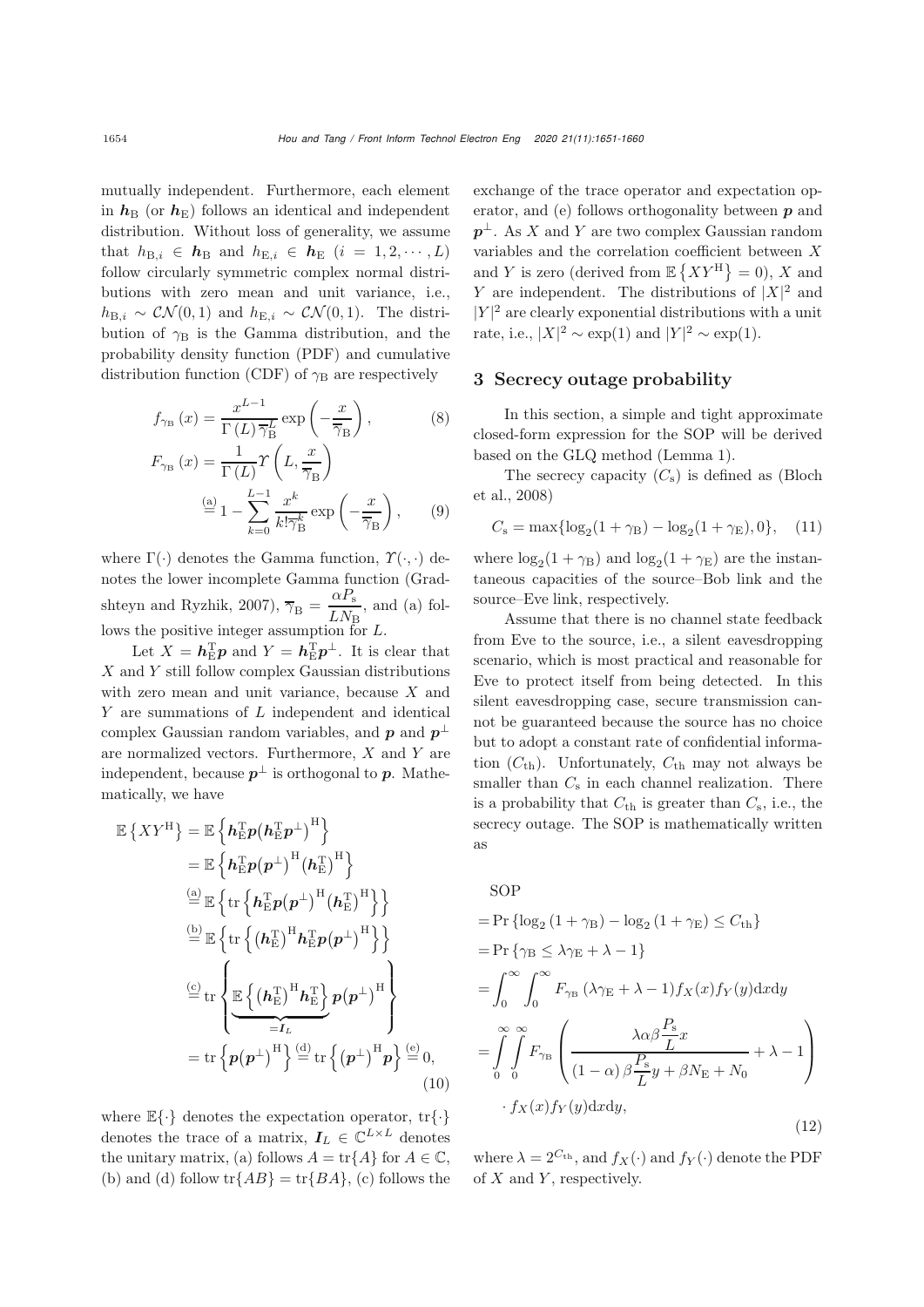mutually independent. Furthermore, each element in $\boldsymbol{h}_{\mathrm{B}}$ (or $\boldsymbol{h}_{\mathrm{E}}$) follows an identical and independent distribution. Without loss of generality, we assume that $h_{\mathrm{B},i} \in \boldsymbol{h}_{\mathrm{B}}$ and $h_{\mathrm{E},i} \in \boldsymbol{h}_{\mathrm{E}}$ $(i = 1, 2, \cdots, L)$ follow circularly symmetric complex normal distributions with zero mean and unit variance, i.e., $h_{\mathrm{B},i} \sim \mathcal{CN}(0,1)$ and $h_{\mathrm{E},i} \sim \mathcal{CN}(0,1)$. The distribution of $\gamma_{\mathrm{B}}$ is the Gamma distribution, and the probability density function (PDF) and cumulative distribution function (CDF) of $\gamma_{\mathrm{B}}$ are respectively

$$f_{\gamma_{\mathrm{B}}}(x) = \frac{x^{L-1}}{\Gamma(L)\,\overline{\gamma}_{\mathrm{B}}^{L}} \exp\left(-\frac{x}{\overline{\gamma}_{\mathrm{B}}}\right), \tag{8}$$

$$F_{\gamma_{\mathrm{B}}}(x) = \frac{1}{\Gamma(L)} \Upsilon\left(L, \frac{x}{\overline{\gamma}_{\mathrm{B}}}\right) \overset{\text{(a)}}{=} 1 - \sum_{k=0}^{L-1} \frac{x^{k}}{k!\,\overline{\gamma}_{\mathrm{B}}^{k}} \exp\left(-\frac{x}{\overline{\gamma}_{\mathrm{B}}}\right), \tag{9}$$

where $\Gamma(\cdot)$ denotes the Gamma function, $\Upsilon(\cdot,\cdot)$ denotes the lower incomplete Gamma function (Gradshteyn and Ryzhik, 2007), $\overline{\gamma}_{\mathrm{B}} = \dfrac{\alpha P_{\mathrm{s}}}{L N_{\mathrm{B}}}$, and (a) follows the positive integer assumption for $L$.

Let $X = \boldsymbol{h}_{\mathrm{E}}^{\mathrm{T}}\boldsymbol{p}$ and $Y = \boldsymbol{h}_{\mathrm{E}}^{\mathrm{T}}\boldsymbol{p}^{\perp}$. It is clear that $X$ and $Y$ still follow complex Gaussian distributions with zero mean and unit variance, because $X$ and $Y$ are summations of $L$ independent and identical complex Gaussian random variables, and $\boldsymbol{p}$ and $\boldsymbol{p}^{\perp}$ are normalized vectors. Furthermore, $X$ and $Y$ are independent, because $\boldsymbol{p}^{\perp}$ is orthogonal to $\boldsymbol{p}$. Mathematically, we have

$$\begin{aligned}
\mathbb{E}\left\{XY^{\mathrm{H}}\right\} &= \mathbb{E}\left\{\boldsymbol{h}_{\mathrm{E}}^{\mathrm{T}}\boldsymbol{p}\left(\boldsymbol{h}_{\mathrm{E}}^{\mathrm{T}}\boldsymbol{p}^{\perp}\right)^{\mathrm{H}}\right\} \\
&= \mathbb{E}\left\{\boldsymbol{h}_{\mathrm{E}}^{\mathrm{T}}\boldsymbol{p}\left(\boldsymbol{p}^{\perp}\right)^{\mathrm{H}}\left(\boldsymbol{h}_{\mathrm{E}}^{\mathrm{T}}\right)^{\mathrm{H}}\right\} \\
&\overset{\text{(a)}}{=} \mathbb{E}\left\{\mathrm{tr}\left\{\boldsymbol{h}_{\mathrm{E}}^{\mathrm{T}}\boldsymbol{p}\left(\boldsymbol{p}^{\perp}\right)^{\mathrm{H}}\left(\boldsymbol{h}_{\mathrm{E}}^{\mathrm{T}}\right)^{\mathrm{H}}\right\}\right\} \\
&\overset{\text{(b)}}{=} \mathbb{E}\left\{\mathrm{tr}\left\{\left(\boldsymbol{h}_{\mathrm{E}}^{\mathrm{T}}\right)^{\mathrm{H}}\boldsymbol{h}_{\mathrm{E}}^{\mathrm{T}}\boldsymbol{p}\left(\boldsymbol{p}^{\perp}\right)^{\mathrm{H}}\right\}\right\} \\
&\overset{\text{(c)}}{=} \mathrm{tr}\left\{\underbrace{\mathbb{E}\left\{\left(\boldsymbol{h}_{\mathrm{E}}^{\mathrm{T}}\right)^{\mathrm{H}}\boldsymbol{h}_{\mathrm{E}}^{\mathrm{T}}\right\}}_{=\boldsymbol{I}_L}\boldsymbol{p}\left(\boldsymbol{p}^{\perp}\right)^{\mathrm{H}}\right\} \\
&= \mathrm{tr}\left\{\boldsymbol{p}\left(\boldsymbol{p}^{\perp}\right)^{\mathrm{H}}\right\} \overset{\text{(d)}}{=} \mathrm{tr}\left\{\left(\boldsymbol{p}^{\perp}\right)^{\mathrm{H}}\boldsymbol{p}\right\} \overset{\text{(e)}}{=} 0,
\end{aligned} \tag{10}$$

where $\mathbb{E}\{\cdot\}$ denotes the expectation operator, $\mathrm{tr}\{\cdot\}$ denotes the trace of a matrix, $\boldsymbol{I}_L \in \mathbb{C}^{L\times L}$ denotes the unitary matrix, (a) follows $A = \mathrm{tr}\{A\}$ for $A \in \mathbb{C}$, (b) and (d) follow $\mathrm{tr}\{AB\} = \mathrm{tr}\{BA\}$, (c) follows the exchange of the trace operator and expectation operator, and (e) follows orthogonality between $\boldsymbol{p}$ and $\boldsymbol{p}^{\perp}$. As $X$ and $Y$ are two complex Gaussian random variables and the correlation coefficient between $X$ and $Y$ is zero (derived from $\mathbb{E}\left\{XY^{\mathrm{H}}\right\} = 0$), $X$ and $Y$ are independent. The distributions of $|X|^2$ and $|Y|^2$ are clearly exponential distributions with a unit rate, i.e., $|X|^2 \sim \exp(1)$ and $|Y|^2 \sim \exp(1)$.

## 3 Secrecy outage probability

In this section, a simple and tight approximate closed-form expression for the SOP will be derived based on the GLQ method (Lemma 1).

The secrecy capacity ($C_{\mathrm{s}}$) is defined as (Bloch et al., 2008)

$$C_{\mathrm{s}} = \max\{\log_2(1+\gamma_{\mathrm{B}}) - \log_2(1+\gamma_{\mathrm{E}}), 0\}, \tag{11}$$

where $\log_2(1+\gamma_{\mathrm{B}})$ and $\log_2(1+\gamma_{\mathrm{E}})$ are the instantaneous capacities of the source–Bob link and the source–Eve link, respectively.

Assume that there is no channel state feedback from Eve to the source, i.e., a silent eavesdropping scenario, which is most practical and reasonable for Eve to protect itself from being detected. In this silent eavesdropping case, secure transmission cannot be guaranteed because the source has no choice but to adopt a constant rate of confidential information ($C_{\mathrm{th}}$). Unfortunately, $C_{\mathrm{th}}$ may not always be smaller than $C_{\mathrm{s}}$ in each channel realization. There is a probability that $C_{\mathrm{th}}$ is greater than $C_{\mathrm{s}}$, i.e., the secrecy outage. The SOP is mathematically written as

$$\begin{aligned}
\text{SOP} &= \Pr\left\{\log_2\left(1+\gamma_{\mathrm{B}}\right) - \log_2\left(1+\gamma_{\mathrm{E}}\right) \le C_{\mathrm{th}}\right\} \\
&= \Pr\left\{\gamma_{\mathrm{B}} \le \lambda\gamma_{\mathrm{E}} + \lambda - 1\right\} \\
&= \int_0^{\infty}\int_0^{\infty} F_{\gamma_{\mathrm{B}}}\left(\lambda\gamma_{\mathrm{E}} + \lambda - 1\right) f_X(x) f_Y(y)\,\mathrm{d}x\mathrm{d}y \\
&= \int_0^{\infty}\int_0^{\infty} F_{\gamma_{\mathrm{B}}}\left(\frac{\lambda\alpha\beta\dfrac{P_{\mathrm{s}}}{L}x}{(1-\alpha)\beta\dfrac{P_{\mathrm{s}}}{L}y + \beta N_{\mathrm{E}} + N_0} + \lambda - 1\right) \\
&\quad \cdot f_X(x) f_Y(y)\,\mathrm{d}x\mathrm{d}y,
\end{aligned} \tag{12}$$

where $\lambda = 2^{C_{\mathrm{th}}}$, and $f_X(\cdot)$ and $f_Y(\cdot)$ denote the PDF of $X$ and $Y$, respectively.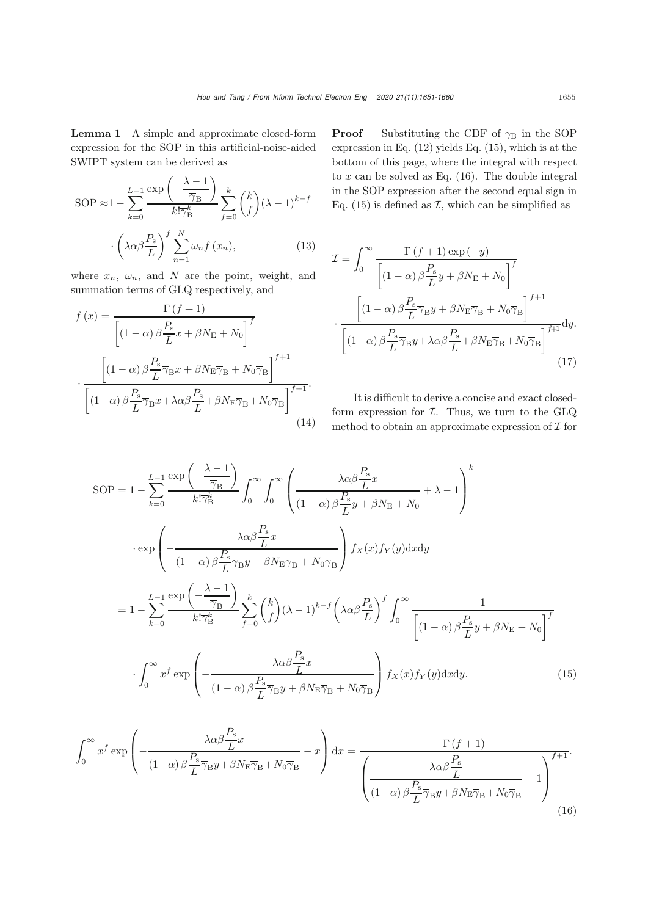**Lemma 1** A simple and approximate closed-form expression for the SOP in this artificial-noise-aided SWIPT system can be derived as

$$\mathrm{SOP} \approx 1-\sum_{k=0}^{L-1}\frac{\exp\left(-\dfrac{\lambda-1}{\overline{\gamma}_{\mathrm{B}}}\right)}{k!\overline{\gamma}_{\mathrm{B}}^{k}}\sum_{f=0}^{k}\binom{k}{f}(\lambda-1)^{k-f}\cdot\left(\lambda\alpha\beta\frac{P_{\mathrm{s}}}{L}\right)^{f}\sum_{n=1}^{N}\omega_n f(x_n), \tag{13}$$

where $x_n$, $\omega_n$, and $N$ are the point, weight, and summation terms of GLQ respectively, and

$$f(x)=\frac{\Gamma(f+1)}{\left[(1-\alpha)\beta\dfrac{P_{\mathrm{s}}}{L}x+\beta N_{\mathrm{E}}+N_0\right]^{f}}\cdot\frac{\left[(1-\alpha)\beta\dfrac{P_{\mathrm{s}}}{L}\overline{\gamma}_{\mathrm{B}}x+\beta N_{\mathrm{E}}\overline{\gamma}_{\mathrm{B}}+N_0\overline{\gamma}_{\mathrm{B}}\right]^{f+1}}{\left[(1-\alpha)\beta\dfrac{P_{\mathrm{s}}}{L}\overline{\gamma}_{\mathrm{B}}x+\lambda\alpha\beta\dfrac{P_{\mathrm{s}}}{L}+\beta N_{\mathrm{E}}\overline{\gamma}_{\mathrm{B}}+N_0\overline{\gamma}_{\mathrm{B}}\right]^{f+1}}. \tag{14}$$

**Proof** Substituting the CDF of $\gamma_{\mathrm{B}}$ in the SOP expression in Eq. (12) yields Eq. (15), which is at the bottom of this page, where the integral with respect to $x$ can be solved as Eq. (16). The double integral in the SOP expression after the second equal sign in Eq. (15) is defined as $\mathcal{I}$, which can be simplified as

$$\mathcal{I}=\int_0^{\infty}\frac{\Gamma(f+1)\exp(-y)}{\left[(1-\alpha)\beta\dfrac{P_{\mathrm{s}}}{L}y+\beta N_{\mathrm{E}}+N_0\right]^{f}}\cdot\frac{\left[(1-\alpha)\beta\dfrac{P_{\mathrm{s}}}{L}\overline{\gamma}_{\mathrm{B}}y+\beta N_{\mathrm{E}}\overline{\gamma}_{\mathrm{B}}+N_0\overline{\gamma}_{\mathrm{B}}\right]^{f+1}}{\left[(1-\alpha)\beta\dfrac{P_{\mathrm{s}}}{L}\overline{\gamma}_{\mathrm{B}}y+\lambda\alpha\beta\dfrac{P_{\mathrm{s}}}{L}+\beta N_{\mathrm{E}}\overline{\gamma}_{\mathrm{B}}+N_0\overline{\gamma}_{\mathrm{B}}\right]^{f+1}}\mathrm{d}y. \tag{17}$$

It is difficult to derive a concise and exact closed-form expression for $\mathcal{I}$. Thus, we turn to the GLQ method to obtain an approximate expression of $\mathcal{I}$ for

$$\begin{aligned}
\mathrm{SOP}=&1-\sum_{k=0}^{L-1}\frac{\exp\left(-\dfrac{\lambda-1}{\overline{\gamma}_{\mathrm{B}}}\right)}{k!\overline{\gamma}_{\mathrm{B}}^{k}}\int_0^{\infty}\int_0^{\infty}\left(\frac{\lambda\alpha\beta\dfrac{P_{\mathrm{s}}}{L}x}{(1-\alpha)\beta\dfrac{P_{\mathrm{s}}}{L}y+\beta N_{\mathrm{E}}+N_0}+\lambda-1\right)^{k}\\
&\cdot\exp\left(-\frac{\lambda\alpha\beta\dfrac{P_{\mathrm{s}}}{L}x}{(1-\alpha)\beta\dfrac{P_{\mathrm{s}}}{L}\overline{\gamma}_{\mathrm{B}}y+\beta N_{\mathrm{E}}\overline{\gamma}_{\mathrm{B}}+N_0\overline{\gamma}_{\mathrm{B}}}\right)f_X(x)f_Y(y)\mathrm{d}x\mathrm{d}y\\
=&1-\sum_{k=0}^{L-1}\frac{\exp\left(-\dfrac{\lambda-1}{\overline{\gamma}_{\mathrm{B}}}\right)}{k!\overline{\gamma}_{\mathrm{B}}^{k}}\sum_{f=0}^{k}\binom{k}{f}(\lambda-1)^{k-f}\left(\lambda\alpha\beta\frac{P_{\mathrm{s}}}{L}\right)^{f}\int_0^{\infty}\frac{1}{\left[(1-\alpha)\beta\dfrac{P_{\mathrm{s}}}{L}y+\beta N_{\mathrm{E}}+N_0\right]^{f}}\\
&\cdot\int_0^{\infty}x^{f}\exp\left(-\frac{\lambda\alpha\beta\dfrac{P_{\mathrm{s}}}{L}x}{(1-\alpha)\beta\dfrac{P_{\mathrm{s}}}{L}\overline{\gamma}_{\mathrm{B}}y+\beta N_{\mathrm{E}}\overline{\gamma}_{\mathrm{B}}+N_0\overline{\gamma}_{\mathrm{B}}}\right)f_X(x)f_Y(y)\mathrm{d}x\mathrm{d}y.
\end{aligned} \tag{15}$$

$$\int_0^{\infty}x^{f}\exp\left(-\frac{\lambda\alpha\beta\dfrac{P_{\mathrm{s}}}{L}x}{(1-\alpha)\beta\dfrac{P_{\mathrm{s}}}{L}\overline{\gamma}_{\mathrm{B}}y+\beta N_{\mathrm{E}}\overline{\gamma}_{\mathrm{B}}+N_0\overline{\gamma}_{\mathrm{B}}}-x\right)\mathrm{d}x=\frac{\Gamma(f+1)}{\left(\dfrac{\lambda\alpha\beta\dfrac{P_{\mathrm{s}}}{L}}{(1-\alpha)\beta\dfrac{P_{\mathrm{s}}}{L}\overline{\gamma}_{\mathrm{B}}y+\beta N_{\mathrm{E}}\overline{\gamma}_{\mathrm{B}}+N_0\overline{\gamma}_{\mathrm{B}}}+1\right)^{f+1}}. \tag{16}$$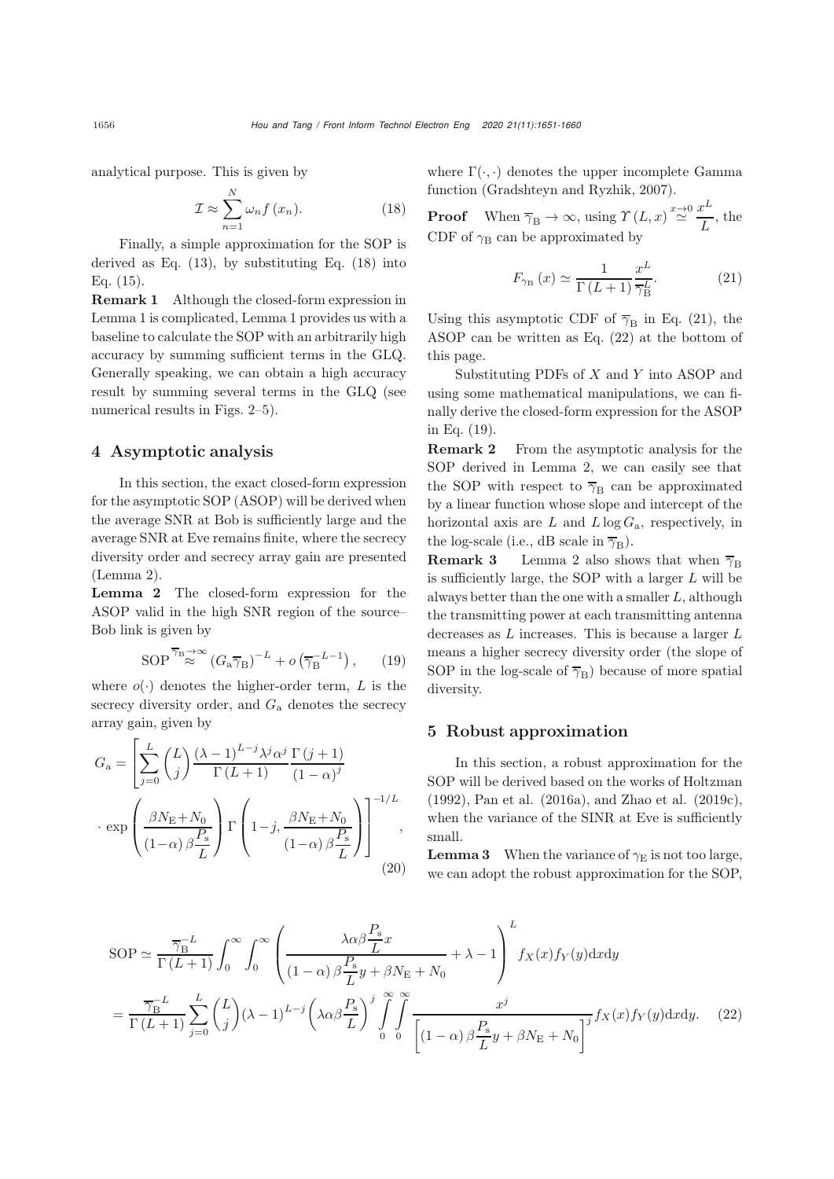analytical purpose. This is given by

$$\mathcal{I} \approx \sum_{n=1}^{N} \omega_n f\left(x_n\right). \tag{18}$$

Finally, a simple approximation for the SOP is derived as Eq. (13), by substituting Eq. (18) into Eq. (15).

**Remark 1** Although the closed-form expression in Lemma 1 is complicated, Lemma 1 provides us with a baseline to calculate the SOP with an arbitrarily high accuracy by summing sufficient terms in the GLQ. Generally speaking, we can obtain a high accuracy result by summing several terms in the GLQ (see numerical results in Figs. 2–5).

## 4 Asymptotic analysis

In this section, the exact closed-form expression for the asymptotic SOP (ASOP) will be derived when the average SNR at Bob is sufficiently large and the average SNR at Eve remains finite, where the secrecy diversity order and secrecy array gain are presented (Lemma 2).

**Lemma 2** The closed-form expression for the ASOP valid in the high SNR region of the source–Bob link is given by

$$\text{SOP} \overset{\overline{\gamma}_{\text{B}}\to\infty}{\approx} \left(G_{\text{a}}\overline{\gamma}_{\text{B}}\right)^{-L} + o\left(\overline{\gamma}_{\text{B}}^{-L-1}\right), \tag{19}$$

where $o(\cdot)$ denotes the higher-order term, $L$ is the secrecy diversity order, and $G_{\text{a}}$ denotes the secrecy array gain, given by

$$G_{\text{a}} = \left[\sum_{j=0}^{L}\binom{L}{j}\frac{(\lambda-1)^{L-j}\lambda^j\alpha^j}{\Gamma(L+1)}\frac{\Gamma(j+1)}{(1-\alpha)^j}\right. \\ \left.\cdot\exp\left(\frac{\beta N_{\text{E}}+N_0}{(1-\alpha)\beta\frac{P_{\text{s}}}{L}}\right)\Gamma\left(1-j,\frac{\beta N_{\text{E}}+N_0}{(1-\alpha)\beta\frac{P_{\text{s}}}{L}}\right)\right]^{-1/L}, \tag{20}$$

where $\Gamma(\cdot,\cdot)$ denotes the upper incomplete Gamma function (Gradshteyn and Ryzhik, 2007).

**Proof** When $\overline{\gamma}_{\text{B}} \to \infty$, using $\Upsilon(L,x) \overset{x\to 0}{\simeq} \frac{x^L}{L}$, the CDF of $\gamma_{\text{B}}$ can be approximated by

$$F_{\gamma_{\text{B}}}(x) \simeq \frac{1}{\Gamma(L+1)}\frac{x^L}{\overline{\gamma}_{\text{B}}^L}. \tag{21}$$

Using this asymptotic CDF of $\overline{\gamma}_{\text{B}}$ in Eq. (21), the ASOP can be written as Eq. (22) at the bottom of this page.

Substituting PDFs of $X$ and $Y$ into ASOP and using some mathematical manipulations, we can finally derive the closed-form expression for the ASOP in Eq. (19).

**Remark 2** From the asymptotic analysis for the SOP derived in Lemma 2, we can easily see that the SOP with respect to $\overline{\gamma}_{\text{B}}$ can be approximated by a linear function whose slope and intercept of the horizontal axis are $L$ and $L\log G_{\text{a}}$, respectively, in the log-scale (i.e., dB scale in $\overline{\gamma}_{\text{B}}$).

**Remark 3** Lemma 2 also shows that when $\overline{\gamma}_{\text{B}}$ is sufficiently large, the SOP with a larger $L$ will be always better than the one with a smaller $L$, although the transmitting power at each transmitting antenna decreases as $L$ increases. This is because a larger $L$ means a higher secrecy diversity order (the slope of SOP in the log-scale of $\overline{\gamma}_{\text{B}}$) because of more spatial diversity.

## 5 Robust approximation

In this section, a robust approximation for the SOP will be derived based on the works of Holtzman (1992), Pan et al. (2016a), and Zhao et al. (2019c), when the variance of the SINR at Eve is sufficiently small.

**Lemma 3** When the variance of $\gamma_{\text{E}}$ is not too large, we can adopt the robust approximation for the SOP,

$$\begin{aligned}
\text{SOP} &\simeq \frac{\overline{\gamma}_{\text{B}}^{-L}}{\Gamma(L+1)}\int_0^{\infty}\int_0^{\infty}\left(\frac{\lambda\alpha\beta\frac{P_{\text{s}}}{L}x}{(1-\alpha)\beta\frac{P_{\text{s}}}{L}y+\beta N_{\text{E}}+N_0}+\lambda-1\right)^L f_X(x)f_Y(y)\mathrm{d}x\mathrm{d}y \\
&= \frac{\overline{\gamma}_{\text{B}}^{-L}}{\Gamma(L+1)}\sum_{j=0}^{L}\binom{L}{j}(\lambda-1)^{L-j}\left(\lambda\alpha\beta\frac{P_{\text{s}}}{L}\right)^j\int_0^{\infty}\int_0^{\infty}\frac{x^j}{\left[(1-\alpha)\beta\frac{P_{\text{s}}}{L}y+\beta N_{\text{E}}+N_0\right]^j}f_X(x)f_Y(y)\mathrm{d}x\mathrm{d}y. \quad (22)
\end{aligned}$$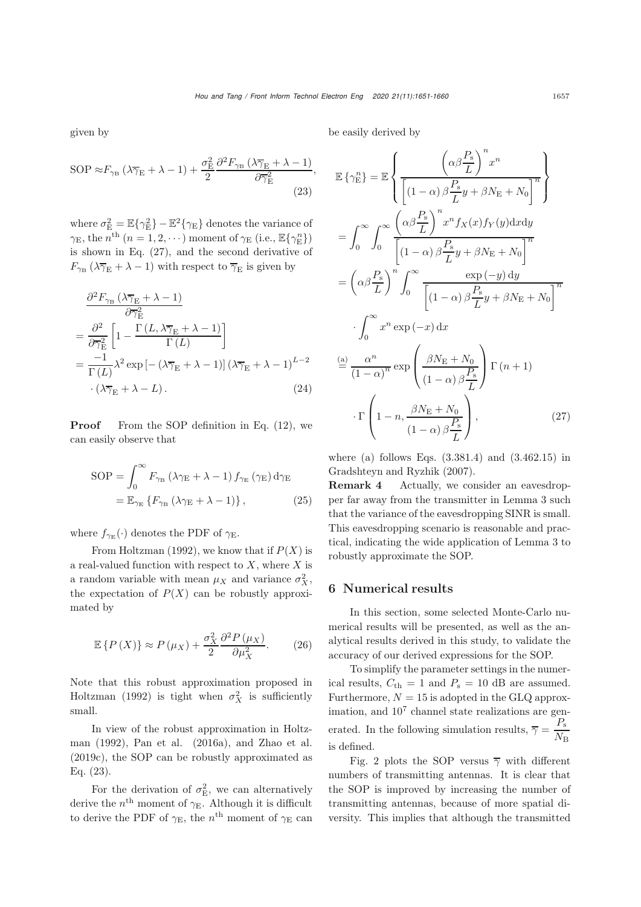given by

$$\mathrm{SOP} \approx F_{\gamma_{\mathrm{B}}}\left(\lambda\overline{\gamma}_{\mathrm{E}}+\lambda-1\right)+\frac{\sigma_{\mathrm{E}}^{2}}{2}\frac{\partial^{2}F_{\gamma_{\mathrm{B}}}\left(\lambda\overline{\gamma}_{\mathrm{E}}+\lambda-1\right)}{\partial\overline{\gamma}_{\mathrm{E}}^{2}}, \tag{23}$$

where $\sigma_{\mathrm{E}}^{2}=\mathbb{E}\{\gamma_{\mathrm{E}}^{2}\}-\mathbb{E}^{2}\{\gamma_{\mathrm{E}}\}$ denotes the variance of $\gamma_{\mathrm{E}}$, the $n^{\mathrm{th}}$ $(n=1,2,\cdots)$ moment of $\gamma_{\mathrm{E}}$ (i.e., $\mathbb{E}\{\gamma_{\mathrm{E}}^{n}\}$) is shown in Eq. (27), and the second derivative of $F_{\gamma_{\mathrm{B}}}\left(\lambda\overline{\gamma}_{\mathrm{E}}+\lambda-1\right)$ with respect to $\overline{\gamma}_{\mathrm{E}}$ is given by

$$\begin{aligned}
&\frac{\partial^{2}F_{\gamma_{\mathrm{B}}}\left(\lambda\overline{\gamma}_{\mathrm{E}}+\lambda-1\right)}{\partial\overline{\gamma}_{\mathrm{E}}^{2}}\\
&=\frac{\partial^{2}}{\partial\overline{\gamma}_{\mathrm{E}}^{2}}\left[1-\frac{\Gamma\left(L,\lambda\overline{\gamma}_{\mathrm{E}}+\lambda-1\right)}{\Gamma\left(L\right)}\right]\\
&=\frac{-1}{\Gamma\left(L\right)}\lambda^{2}\exp\left[-\left(\lambda\overline{\gamma}_{\mathrm{E}}+\lambda-1\right)\right]\left(\lambda\overline{\gamma}_{\mathrm{E}}+\lambda-1\right)^{L-2}\\
&\quad\cdot\left(\lambda\overline{\gamma}_{\mathrm{E}}+\lambda-L\right).
\end{aligned} \tag{24}$$

**Proof** From the SOP definition in Eq. (12), we can easily observe that

$$\begin{aligned}
\mathrm{SOP}&=\int_{0}^{\infty}F_{\gamma_{\mathrm{B}}}\left(\lambda\gamma_{\mathrm{E}}+\lambda-1\right)f_{\gamma_{\mathrm{E}}}\left(\gamma_{\mathrm{E}}\right)\mathrm{d}\gamma_{\mathrm{E}}\\
&=\mathbb{E}_{\gamma_{\mathrm{E}}}\left\{F_{\gamma_{\mathrm{B}}}\left(\lambda\gamma_{\mathrm{E}}+\lambda-1\right)\right\},
\end{aligned} \tag{25}$$

where $f_{\gamma_{\mathrm{E}}}(\cdot)$ denotes the PDF of $\gamma_{\mathrm{E}}$.

From Holtzman (1992), we know that if $P(X)$ is a real-valued function with respect to $X$, where $X$ is a random variable with mean $\mu_X$ and variance $\sigma_X^2$, the expectation of $P(X)$ can be robustly approximated by

$$\mathbb{E}\left\{P\left(X\right)\right\}\approx P\left(\mu_{X}\right)+\frac{\sigma_{X}^{2}}{2}\frac{\partial^{2}P\left(\mu_{X}\right)}{\partial\mu_{X}^{2}}. \tag{26}$$

Note that this robust approximation proposed in Holtzman (1992) is tight when $\sigma_X^2$ is sufficiently small.

In view of the robust approximation in Holtzman (1992), Pan et al. (2016a), and Zhao et al. (2019c), the SOP can be robustly approximated as Eq. (23).

For the derivation of $\sigma_{\mathrm{E}}^{2}$, we can alternatively derive the $n^{\mathrm{th}}$ moment of $\gamma_{\mathrm{E}}$. Although it is difficult to derive the PDF of $\gamma_{\mathrm{E}}$, the $n^{\mathrm{th}}$ moment of $\gamma_{\mathrm{E}}$ can be easily derived by

$$\begin{aligned}
\mathbb{E}\left\{\gamma_{\mathrm{E}}^{n}\right\}&=\mathbb{E}\left\{\frac{\left(\alpha\beta\frac{P_{\mathrm{s}}}{L}\right)^{n}x^{n}}{\left[\left(1-\alpha\right)\beta\frac{P_{\mathrm{s}}}{L}y+\beta N_{\mathrm{E}}+N_{0}\right]^{n}}\right\}\\
&=\int_{0}^{\infty}\int_{0}^{\infty}\frac{\left(\alpha\beta\frac{P_{\mathrm{s}}}{L}\right)^{n}x^{n}f_{X}(x)f_{Y}(y)\mathrm{d}x\mathrm{d}y}{\left[\left(1-\alpha\right)\beta\frac{P_{\mathrm{s}}}{L}y+\beta N_{\mathrm{E}}+N_{0}\right]^{n}}\\
&=\left(\alpha\beta\frac{P_{\mathrm{s}}}{L}\right)^{n}\int_{0}^{\infty}\frac{\exp\left(-y\right)\mathrm{d}y}{\left[\left(1-\alpha\right)\beta\frac{P_{\mathrm{s}}}{L}y+\beta N_{\mathrm{E}}+N_{0}\right]^{n}}\\
&\quad\cdot\int_{0}^{\infty}x^{n}\exp\left(-x\right)\mathrm{d}x\\
&\overset{(\mathrm{a})}{=}\frac{\alpha^{n}}{\left(1-\alpha\right)^{n}}\exp\left(\frac{\beta N_{\mathrm{E}}+N_{0}}{\left(1-\alpha\right)\beta\frac{P_{\mathrm{s}}}{L}}\right)\Gamma\left(n+1\right)\\
&\quad\cdot\Gamma\left(1-n,\frac{\beta N_{\mathrm{E}}+N_{0}}{\left(1-\alpha\right)\beta\frac{P_{\mathrm{s}}}{L}}\right),
\end{aligned} \tag{27}$$

where (a) follows Eqs. (3.381.4) and (3.462.15) in Gradshteyn and Ryzhik (2007).

**Remark 4** Actually, we consider an eavesdropper far away from the transmitter in Lemma 3 such that the variance of the eavesdropping SINR is small. This eavesdropping scenario is reasonable and practical, indicating the wide application of Lemma 3 to robustly approximate the SOP.

## 6 Numerical results

In this section, some selected Monte-Carlo numerical results will be presented, as well as the analytical results derived in this study, to validate the accuracy of our derived expressions for the SOP.

To simplify the parameter settings in the numerical results, $C_{\mathrm{th}}=1$ and $P_{\mathrm{s}}=10$ dB are assumed. Furthermore, $N=15$ is adopted in the GLQ approximation, and $10^7$ channel state realizations are generated. In the following simulation results, $\overline{\gamma}=\frac{P_{\mathrm{s}}}{N_{\mathrm{B}}}$ is defined.

Fig. 2 plots the SOP versus $\overline{\gamma}$ with different numbers of transmitting antennas. It is clear that the SOP is improved by increasing the number of transmitting antennas, because of more spatial diversity. This implies that although the transmitted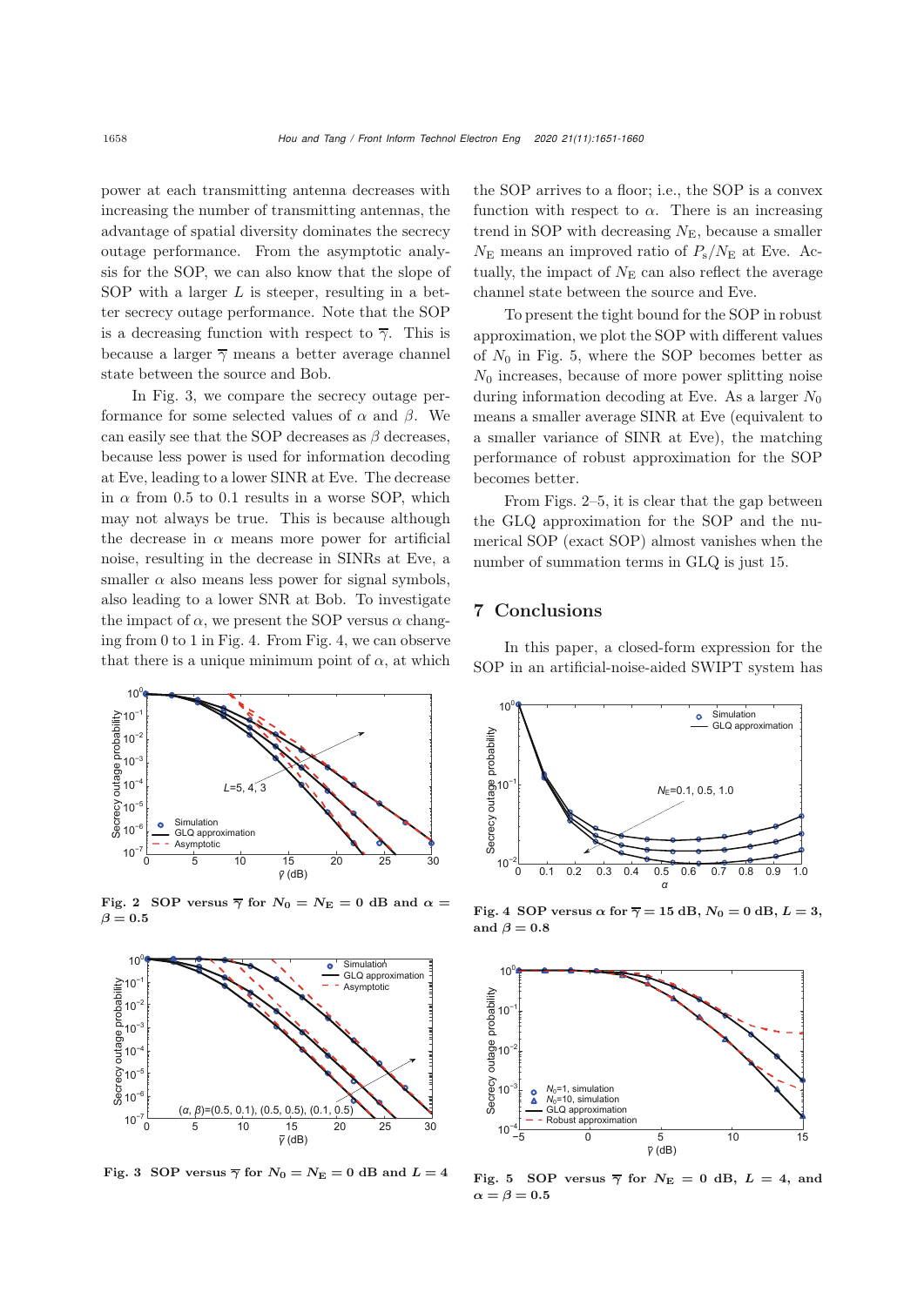power at each transmitting antenna decreases with increasing the number of transmitting antennas, the advantage of spatial diversity dominates the secrecy outage performance. From the asymptotic analysis for the SOP, we can also know that the slope of SOP with a larger $L$ is steeper, resulting in a better secrecy outage performance. Note that the SOP is a decreasing function with respect to $\overline{\gamma}$. This is because a larger $\overline{\gamma}$ means a better average channel state between the source and Bob.

In Fig. 3, we compare the secrecy outage performance for some selected values of $\alpha$ and $\beta$. We can easily see that the SOP decreases as $\beta$ decreases, because less power is used for information decoding at Eve, leading to a lower SINR at Eve. The decrease in $\alpha$ from 0.5 to 0.1 results in a worse SOP, which may not always be true. This is because although the decrease in $\alpha$ means more power for artificial noise, resulting in the decrease in SINRs at Eve, a smaller $\alpha$ also means less power for signal symbols, also leading to a lower SNR at Bob. To investigate the impact of $\alpha$, we present the SOP versus $\alpha$ changing from 0 to 1 in Fig. 4. From Fig. 4, we can observe that there is a unique minimum point of $\alpha$, at which the SOP arrives to a floor; i.e., the SOP is a convex function with respect to $\alpha$. There is an increasing trend in SOP with decreasing $N_{\mathrm{E}}$, because a smaller $N_{\mathrm{E}}$ means an improved ratio of $P_{\mathrm{s}}/N_{\mathrm{E}}$ at Eve. Actually, the impact of $N_{\mathrm{E}}$ can also reflect the average channel state between the source and Eve.

To present the tight bound for the SOP in robust approximation, we plot the SOP with different values of $N_0$ in Fig. 5, where the SOP becomes better as $N_0$ increases, because of more power splitting noise during information decoding at Eve. As a larger $N_0$ means a smaller average SINR at Eve (equivalent to a smaller variance of SINR at Eve), the matching performance of robust approximation for the SOP becomes better.

From Figs. 2–5, it is clear that the gap between the GLQ approximation for the SOP and the numerical SOP (exact SOP) almost vanishes when the number of summation terms in GLQ is just 15.

Fig. 2 SOP versus $\overline{\gamma}$ for $N_0 = N_{\mathrm{E}} = 0$ dB and $\alpha = \beta = 0.5$

Fig. 3 SOP versus $\overline{\gamma}$ for $N_0 = N_{\mathrm{E}} = 0$ dB and $L = 4$

Fig. 4 SOP versus $\alpha$ for $\overline{\gamma} = 15$ dB, $N_0 = 0$ dB, $L = 3$, and $\beta = 0.8$

Fig. 5 SOP versus $\overline{\gamma}$ for $N_{\mathrm{E}} = 0$ dB, $L = 4$, and $\alpha = \beta = 0.5$

## 7 Conclusions

In this paper, a closed-form expression for the SOP in an artificial-noise-aided SWIPT system has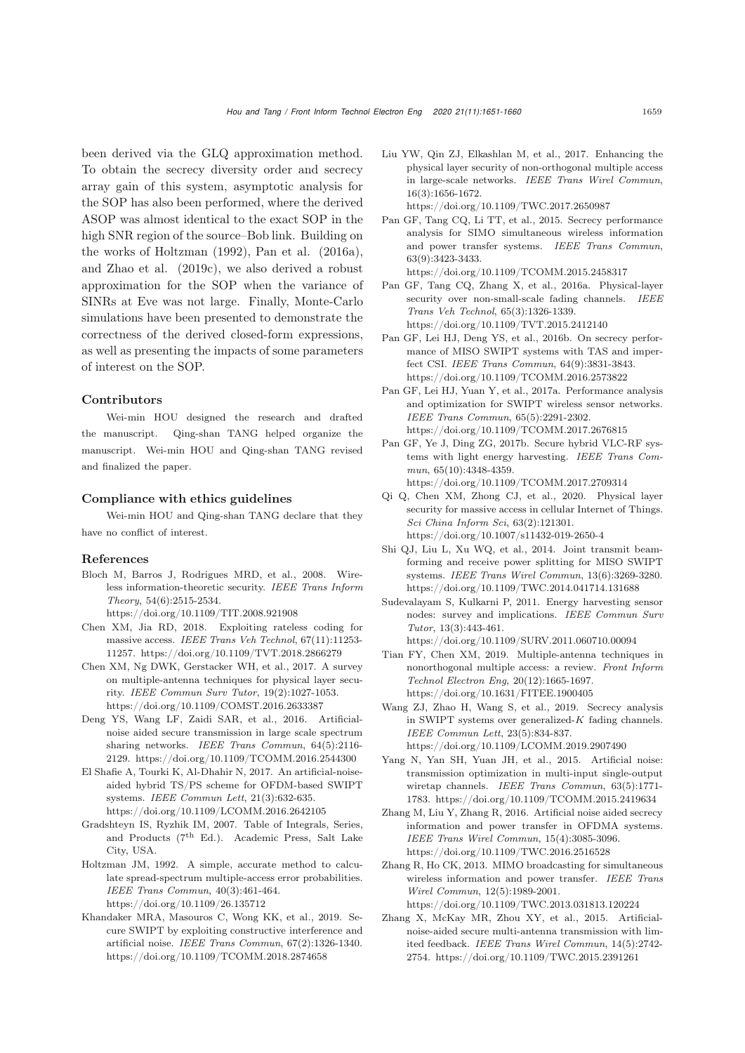been derived via the GLQ approximation method. To obtain the secrecy diversity order and secrecy array gain of this system, asymptotic analysis for the SOP has also been performed, where the derived ASOP was almost identical to the exact SOP in the high SNR region of the source–Bob link. Building on the works of Holtzman (1992), Pan et al. (2016a), and Zhao et al. (2019c), we also derived a robust approximation for the SOP when the variance of SINRs at Eve was not large. Finally, Monte-Carlo simulations have been presented to demonstrate the correctness of the derived closed-form expressions, as well as presenting the impacts of some parameters of interest on the SOP.

## Contributors

Wei-min HOU designed the research and drafted the manuscript. Qing-shan TANG helped organize the manuscript. Wei-min HOU and Qing-shan TANG revised and finalized the paper.

## Compliance with ethics guidelines

Wei-min HOU and Qing-shan TANG declare that they have no conflict of interest.

## References

Bloch M, Barros J, Rodrigues MRD, et al., 2008. Wireless information-theoretic security. *IEEE Trans Inform Theory*, 54(6):2515-2534. https://doi.org/10.1109/TIT.2008.921908

Chen XM, Jia RD, 2018. Exploiting rateless coding for massive access. *IEEE Trans Veh Technol*, 67(11):11253-11257. https://doi.org/10.1109/TVT.2018.2866279

Chen XM, Ng DWK, Gerstacker WH, et al., 2017. A survey on multiple-antenna techniques for physical layer security. *IEEE Commun Surv Tutor*, 19(2):1027-1053. https://doi.org/10.1109/COMST.2016.2633387

Deng YS, Wang LF, Zaidi SAR, et al., 2016. Artificial-noise aided secure transmission in large scale spectrum sharing networks. *IEEE Trans Commun*, 64(5):2116-2129. https://doi.org/10.1109/TCOMM.2016.2544300

El Shafie A, Tourki K, Al-Dhahir N, 2017. An artificial-noise-aided hybrid TS/PS scheme for OFDM-based SWIPT systems. *IEEE Commun Lett*, 21(3):632-635. https://doi.org/10.1109/LCOMM.2016.2642105

Gradshteyn IS, Ryzhik IM, 2007. Table of Integrals, Series, and Products ($7^{\text{th}}$ Ed.). Academic Press, Salt Lake City, USA.

Holtzman JM, 1992. A simple, accurate method to calculate spread-spectrum multiple-access error probabilities. *IEEE Trans Commun*, 40(3):461-464. https://doi.org/10.1109/26.135712

Khandaker MRA, Masouros C, Wong KK, et al., 2019. Secure SWIPT by exploiting constructive interference and artificial noise. *IEEE Trans Commun*, 67(2):1326-1340. https://doi.org/10.1109/TCOMM.2018.2874658

Liu YW, Qin ZJ, Elkashlan M, et al., 2017. Enhancing the physical layer security of non-orthogonal multiple access in large-scale networks. *IEEE Trans Wirel Commun*, 16(3):1656-1672. https://doi.org/10.1109/TWC.2017.2650987

Pan GF, Tang CQ, Li TT, et al., 2015. Secrecy performance analysis for SIMO simultaneous wireless information and power transfer systems. *IEEE Trans Commun*, 63(9):3423-3433. https://doi.org/10.1109/TCOMM.2015.2458317

Pan GF, Tang CQ, Zhang X, et al., 2016a. Physical-layer security over non-small-scale fading channels. *IEEE Trans Veh Technol*, 65(3):1326-1339. https://doi.org/10.1109/TVT.2015.2412140

Pan GF, Lei HJ, Deng YS, et al., 2016b. On secrecy performance of MISO SWIPT systems with TAS and imperfect CSI. *IEEE Trans Commun*, 64(9):3831-3843. https://doi.org/10.1109/TCOMM.2016.2573822

Pan GF, Lei HJ, Yuan Y, et al., 2017a. Performance analysis and optimization for SWIPT wireless sensor networks. *IEEE Trans Commun*, 65(5):2291-2302. https://doi.org/10.1109/TCOMM.2017.2676815

Pan GF, Ye J, Ding ZG, 2017b. Secure hybrid VLC-RF systems with light energy harvesting. *IEEE Trans Commun*, 65(10):4348-4359. https://doi.org/10.1109/TCOMM.2017.2709314

Qi Q, Chen XM, Zhong CJ, et al., 2020. Physical layer security for massive access in cellular Internet of Things. *Sci China Inform Sci*, 63(2):121301. https://doi.org/10.1007/s11432-019-2650-4

Shi QJ, Liu L, Xu WQ, et al., 2014. Joint transmit beamforming and receive power splitting for MISO SWIPT systems. *IEEE Trans Wirel Commun*, 13(6):3269-3280. https://doi.org/10.1109/TWC.2014.041714.131688

Sudevalayam S, Kulkarni P, 2011. Energy harvesting sensor nodes: survey and implications. *IEEE Commun Surv Tutor*, 13(3):443-461. https://doi.org/10.1109/SURV.2011.060710.00094

Tian FY, Chen XM, 2019. Multiple-antenna techniques in nonorthogonal multiple access: a review. *Front Inform Technol Electron Eng*, 20(12):1665-1697. https://doi.org/10.1631/FITEE.1900405

Wang ZJ, Zhao H, Wang S, et al., 2019. Secrecy analysis in SWIPT systems over generalized-$K$ fading channels. *IEEE Commun Lett*, 23(5):834-837. https://doi.org/10.1109/LCOMM.2019.2907490

Yang N, Yan SH, Yuan JH, et al., 2015. Artificial noise: transmission optimization in multi-input single-output wiretap channels. *IEEE Trans Commun*, 63(5):1771-1783. https://doi.org/10.1109/TCOMM.2015.2419634

Zhang M, Liu Y, Zhang R, 2016. Artificial noise aided secrecy information and power transfer in OFDMA systems. *IEEE Trans Wirel Commun*, 15(4):3085-3096. https://doi.org/10.1109/TWC.2016.2516528

Zhang R, Ho CK, 2013. MIMO broadcasting for simultaneous wireless information and power transfer. *IEEE Trans Wirel Commun*, 12(5):1989-2001. https://doi.org/10.1109/TWC.2013.031813.120224

Zhang X, McKay MR, Zhou XY, et al., 2015. Artificial-noise-aided secure multi-antenna transmission with limited feedback. *IEEE Trans Wirel Commun*, 14(5):2742-2754. https://doi.org/10.1109/TWC.2015.2391261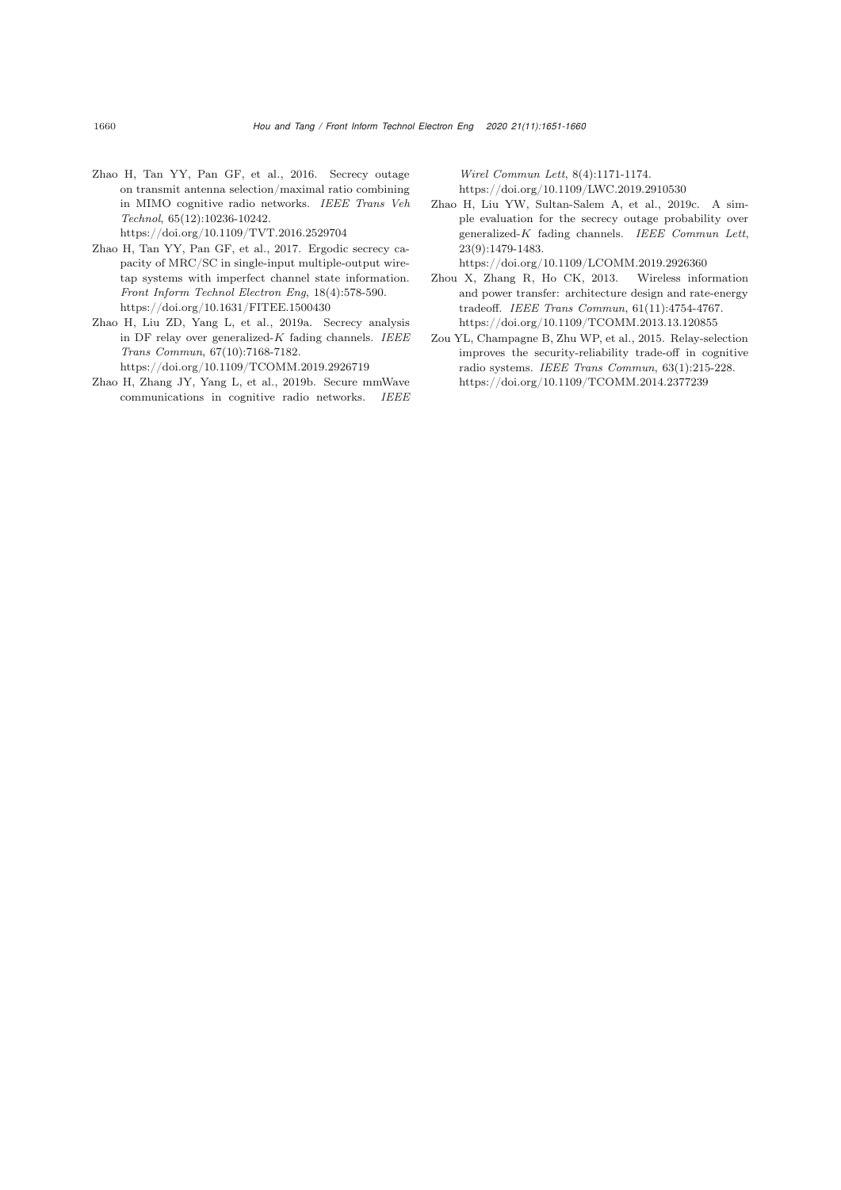Zhao H, Tan YY, Pan GF, et al., 2016. Secrecy outage on transmit antenna selection/maximal ratio combining in MIMO cognitive radio networks. *IEEE Trans Veh Technol*, 65(12):10236-10242. https://doi.org/10.1109/TVT.2016.2529704

Zhao H, Tan YY, Pan GF, et al., 2017. Ergodic secrecy capacity of MRC/SC in single-input multiple-output wiretap systems with imperfect channel state information. *Front Inform Technol Electron Eng*, 18(4):578-590. https://doi.org/10.1631/FITEE.1500430

Zhao H, Liu ZD, Yang L, et al., 2019a. Secrecy analysis in DF relay over generalized-$K$ fading channels. *IEEE Trans Commun*, 67(10):7168-7182. https://doi.org/10.1109/TCOMM.2019.2926719

Zhao H, Zhang JY, Yang L, et al., 2019b. Secure mmWave communications in cognitive radio networks. *IEEE Wirel Commun Lett*, 8(4):1171-1174. https://doi.org/10.1109/LWC.2019.2910530

Zhao H, Liu YW, Sultan-Salem A, et al., 2019c. A simple evaluation for the secrecy outage probability over generalized-$K$ fading channels. *IEEE Commun Lett*, 23(9):1479-1483. https://doi.org/10.1109/LCOMM.2019.2926360

Zhou X, Zhang R, Ho CK, 2013. Wireless information and power transfer: architecture design and rate-energy tradeoff. *IEEE Trans Commun*, 61(11):4754-4767. https://doi.org/10.1109/TCOMM.2013.13.120855

Zou YL, Champagne B, Zhu WP, et al., 2015. Relay-selection improves the security-reliability trade-off in cognitive radio systems. *IEEE Trans Commun*, 63(1):215-228. https://doi.org/10.1109/TCOMM.2014.2377239